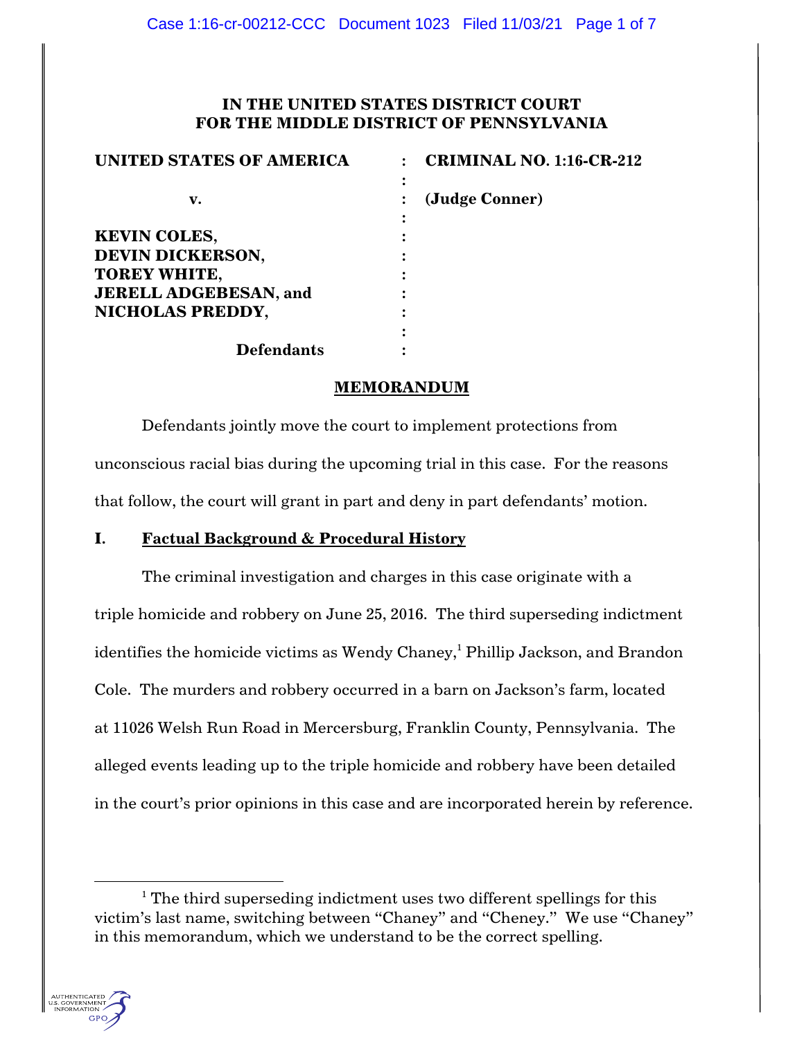**IN THE UNITED STATES DISTRICT COURT**
**FOR THE MIDDLE DISTRICT OF PENNSYLVANIA**

| | | |
|---|---|---|
| **UNITED STATES OF AMERICA** | : | **CRIMINAL NO. 1:16-CR-212** |
| | : | |
| **v.** | : | **(Judge Conner)** |
| | : | |
| **KEVIN COLES,** | : | |
| **DEVIN DICKERSON,** | : | |
| **TOREY WHITE,** | : | |
| **JERELL ADGEBESAN, and** | : | |
| **NICHOLAS PREDDY,** | : | |
| | : | |
| **Defendants** | : | |

## MEMORANDUM

Defendants jointly move the court to implement protections from unconscious racial bias during the upcoming trial in this case. For the reasons that follow, the court will grant in part and deny in part defendants' motion.

## I. Factual Background & Procedural History

The criminal investigation and charges in this case originate with a triple homicide and robbery on June 25, 2016. The third superseding indictment identifies the homicide victims as Wendy Chaney,[1] Phillip Jackson, and Brandon Cole. The murders and robbery occurred in a barn on Jackson's farm, located at 11026 Welsh Run Road in Mercersburg, Franklin County, Pennsylvania. The alleged events leading up to the triple homicide and robbery have been detailed in the court's prior opinions in this case and are incorporated herein by reference.

[1] The third superseding indictment uses two different spellings for this victim's last name, switching between "Chaney" and "Cheney." We use "Chaney" in this memorandum, which we understand to be the correct spelling.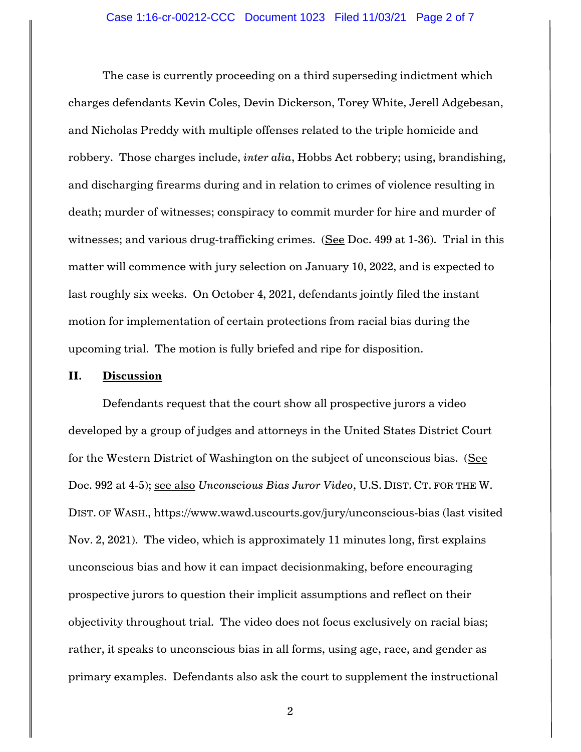The case is currently proceeding on a third superseding indictment which charges defendants Kevin Coles, Devin Dickerson, Torey White, Jerell Adgebesan, and Nicholas Preddy with multiple offenses related to the triple homicide and robbery. Those charges include, *inter alia*, Hobbs Act robbery; using, brandishing, and discharging firearms during and in relation to crimes of violence resulting in death; murder of witnesses; conspiracy to commit murder for hire and murder of witnesses; and various drug-trafficking crimes. (See Doc. 499 at 1-36). Trial in this matter will commence with jury selection on January 10, 2022, and is expected to last roughly six weeks. On October 4, 2021, defendants jointly filed the instant motion for implementation of certain protections from racial bias during the upcoming trial. The motion is fully briefed and ripe for disposition.

## II. Discussion

Defendants request that the court show all prospective jurors a video developed by a group of judges and attorneys in the United States District Court for the Western District of Washington on the subject of unconscious bias. (See Doc. 992 at 4-5); see also *Unconscious Bias Juror Video*, U.S. DIST. CT. FOR THE W. DIST. OF WASH., https://www.wawd.uscourts.gov/jury/unconscious-bias (last visited Nov. 2, 2021). The video, which is approximately 11 minutes long, first explains unconscious bias and how it can impact decisionmaking, before encouraging prospective jurors to question their implicit assumptions and reflect on their objectivity throughout trial. The video does not focus exclusively on racial bias; rather, it speaks to unconscious bias in all forms, using age, race, and gender as primary examples. Defendants also ask the court to supplement the instructional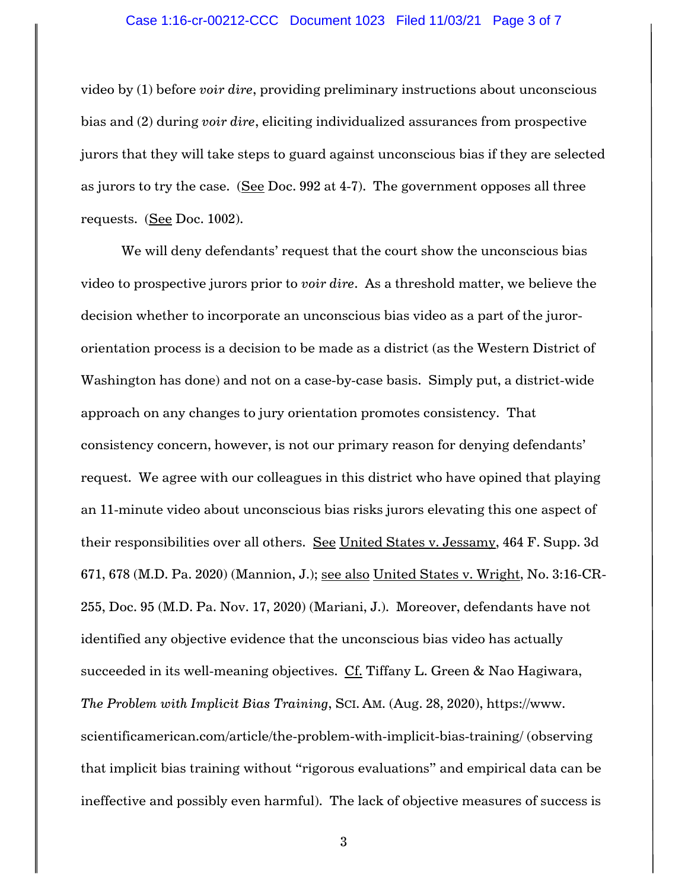video by (1) before *voir dire*, providing preliminary instructions about unconscious bias and (2) during *voir dire*, eliciting individualized assurances from prospective jurors that they will take steps to guard against unconscious bias if they are selected as jurors to try the case. (See Doc. 992 at 4-7). The government opposes all three requests. (See Doc. 1002).

We will deny defendants' request that the court show the unconscious bias video to prospective jurors prior to *voir dire*. As a threshold matter, we believe the decision whether to incorporate an unconscious bias video as a part of the juror-orientation process is a decision to be made as a district (as the Western District of Washington has done) and not on a case-by-case basis. Simply put, a district-wide approach on any changes to jury orientation promotes consistency. That consistency concern, however, is not our primary reason for denying defendants' request. We agree with our colleagues in this district who have opined that playing an 11-minute video about unconscious bias risks jurors elevating this one aspect of their responsibilities over all others. See United States v. Jessamy, 464 F. Supp. 3d 671, 678 (M.D. Pa. 2020) (Mannion, J.); see also United States v. Wright, No. 3:16-CR-255, Doc. 95 (M.D. Pa. Nov. 17, 2020) (Mariani, J.). Moreover, defendants have not identified any objective evidence that the unconscious bias video has actually succeeded in its well-meaning objectives. Cf. Tiffany L. Green & Nao Hagiwara, *The Problem with Implicit Bias Training*, SCI. AM. (Aug. 28, 2020), https://www.scientificamerican.com/article/the-problem-with-implicit-bias-training/ (observing that implicit bias training without "rigorous evaluations" and empirical data can be ineffective and possibly even harmful). The lack of objective measures of success is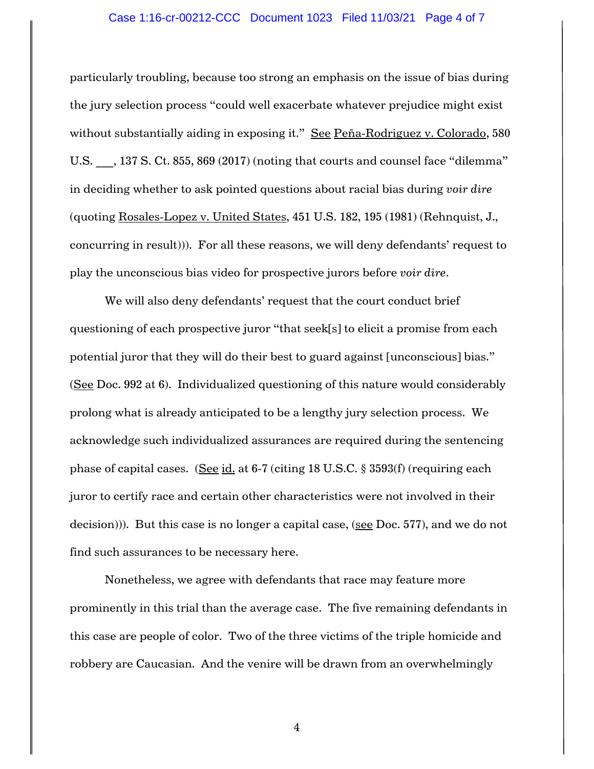particularly troubling, because too strong an emphasis on the issue of bias during the jury selection process "could well exacerbate whatever prejudice might exist without substantially aiding in exposing it." See Peña-Rodriguez v. Colorado, 580 U.S. ___, 137 S. Ct. 855, 869 (2017) (noting that courts and counsel face "dilemma" in deciding whether to ask pointed questions about racial bias during *voir dire* (quoting Rosales-Lopez v. United States, 451 U.S. 182, 195 (1981) (Rehnquist, J., concurring in result))). For all these reasons, we will deny defendants' request to play the unconscious bias video for prospective jurors before *voir dire*.

We will also deny defendants' request that the court conduct brief questioning of each prospective juror "that seek[s] to elicit a promise from each potential juror that they will do their best to guard against [unconscious] bias." (See Doc. 992 at 6). Individualized questioning of this nature would considerably prolong what is already anticipated to be a lengthy jury selection process. We acknowledge such individualized assurances are required during the sentencing phase of capital cases. (See id. at 6-7 (citing 18 U.S.C. § 3593(f) (requiring each juror to certify race and certain other characteristics were not involved in their decision))). But this case is no longer a capital case, (see Doc. 577), and we do not find such assurances to be necessary here.

Nonetheless, we agree with defendants that race may feature more prominently in this trial than the average case. The five remaining defendants in this case are people of color. Two of the three victims of the triple homicide and robbery are Caucasian. And the venire will be drawn from an overwhelmingly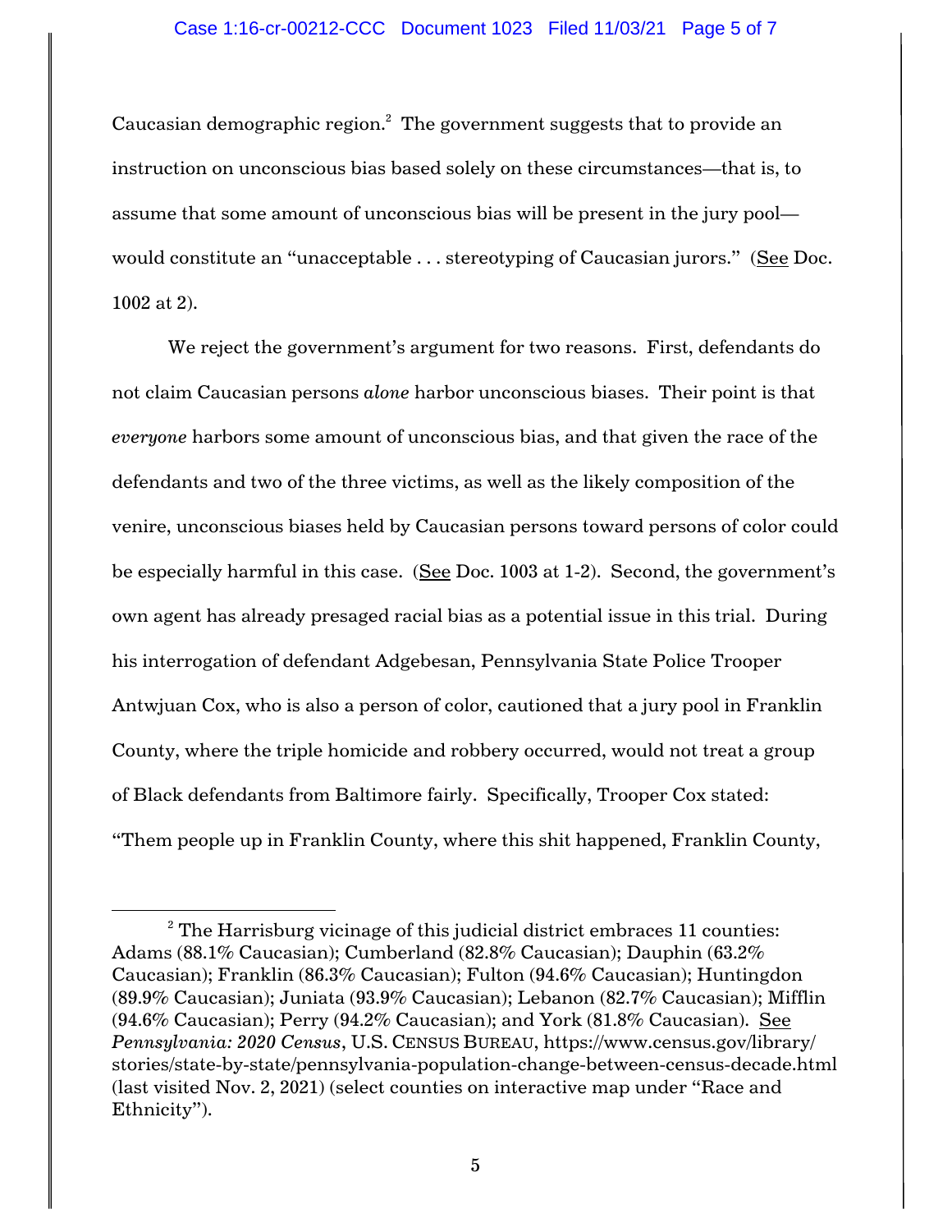Caucasian demographic region.[2] The government suggests that to provide an instruction on unconscious bias based solely on these circumstances—that is, to assume that some amount of unconscious bias will be present in the jury pool—would constitute an "unacceptable . . . stereotyping of Caucasian jurors." (See Doc. 1002 at 2).

We reject the government's argument for two reasons. First, defendants do not claim Caucasian persons *alone* harbor unconscious biases. Their point is that *everyone* harbors some amount of unconscious bias, and that given the race of the defendants and two of the three victims, as well as the likely composition of the venire, unconscious biases held by Caucasian persons toward persons of color could be especially harmful in this case. (See Doc. 1003 at 1-2). Second, the government's own agent has already presaged racial bias as a potential issue in this trial. During his interrogation of defendant Adgebesan, Pennsylvania State Police Trooper Antwjuan Cox, who is also a person of color, cautioned that a jury pool in Franklin County, where the triple homicide and robbery occurred, would not treat a group of Black defendants from Baltimore fairly. Specifically, Trooper Cox stated: "Them people up in Franklin County, where this shit happened, Franklin County,

---

[2] The Harrisburg vicinage of this judicial district embraces 11 counties: Adams (88.1% Caucasian); Cumberland (82.8% Caucasian); Dauphin (63.2% Caucasian); Franklin (86.3% Caucasian); Fulton (94.6% Caucasian); Huntingdon (89.9% Caucasian); Juniata (93.9% Caucasian); Lebanon (82.7% Caucasian); Mifflin (94.6% Caucasian); Perry (94.2% Caucasian); and York (81.8% Caucasian). See *Pennsylvania: 2020 Census*, U.S. Census Bureau, https://www.census.gov/library/stories/state-by-state/pennsylvania-population-change-between-census-decade.html (last visited Nov. 2, 2021) (select counties on interactive map under "Race and Ethnicity").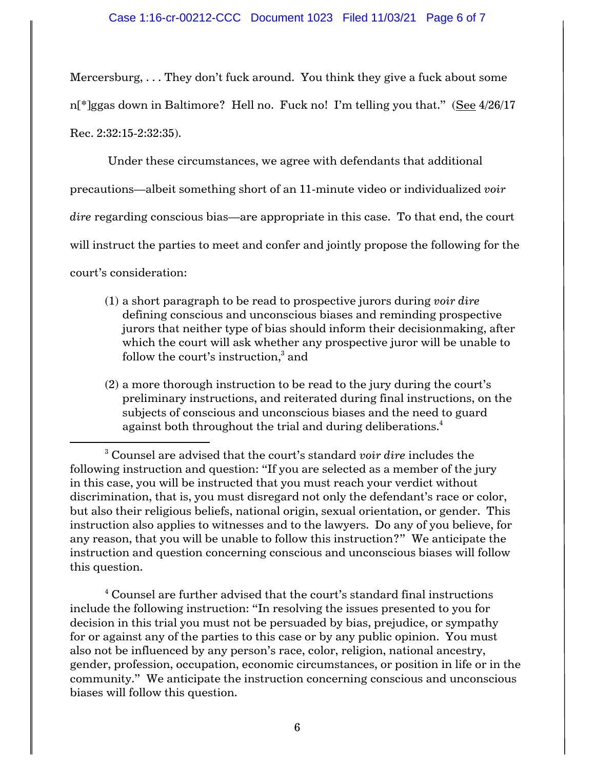Mercersburg, . . . They don't fuck around. You think they give a fuck about some n[*]ggas down in Baltimore? Hell no. Fuck no! I'm telling you that." (See 4/26/17 Rec. 2:32:15-2:32:35).

Under these circumstances, we agree with defendants that additional precautions—albeit something short of an 11-minute video or individualized *voir dire* regarding conscious bias—are appropriate in this case. To that end, the court will instruct the parties to meet and confer and jointly propose the following for the court's consideration:

(1) a short paragraph to be read to prospective jurors during *voir dire* defining conscious and unconscious biases and reminding prospective jurors that neither type of bias should inform their decisionmaking, after which the court will ask whether any prospective juror will be unable to follow the court's instruction,[3] and

(2) a more thorough instruction to be read to the jury during the court's preliminary instructions, and reiterated during final instructions, on the subjects of conscious and unconscious biases and the need to guard against both throughout the trial and during deliberations.[4]

---

[3] Counsel are advised that the court's standard *voir dire* includes the following instruction and question: "If you are selected as a member of the jury in this case, you will be instructed that you must reach your verdict without discrimination, that is, you must disregard not only the defendant's race or color, but also their religious beliefs, national origin, sexual orientation, or gender. This instruction also applies to witnesses and to the lawyers. Do any of you believe, for any reason, that you will be unable to follow this instruction?" We anticipate the instruction and question concerning conscious and unconscious biases will follow this question.

[4] Counsel are further advised that the court's standard final instructions include the following instruction: "In resolving the issues presented to you for decision in this trial you must not be persuaded by bias, prejudice, or sympathy for or against any of the parties to this case or by any public opinion. You must also not be influenced by any person's race, color, religion, national ancestry, gender, profession, occupation, economic circumstances, or position in life or in the community." We anticipate the instruction concerning conscious and unconscious biases will follow this question.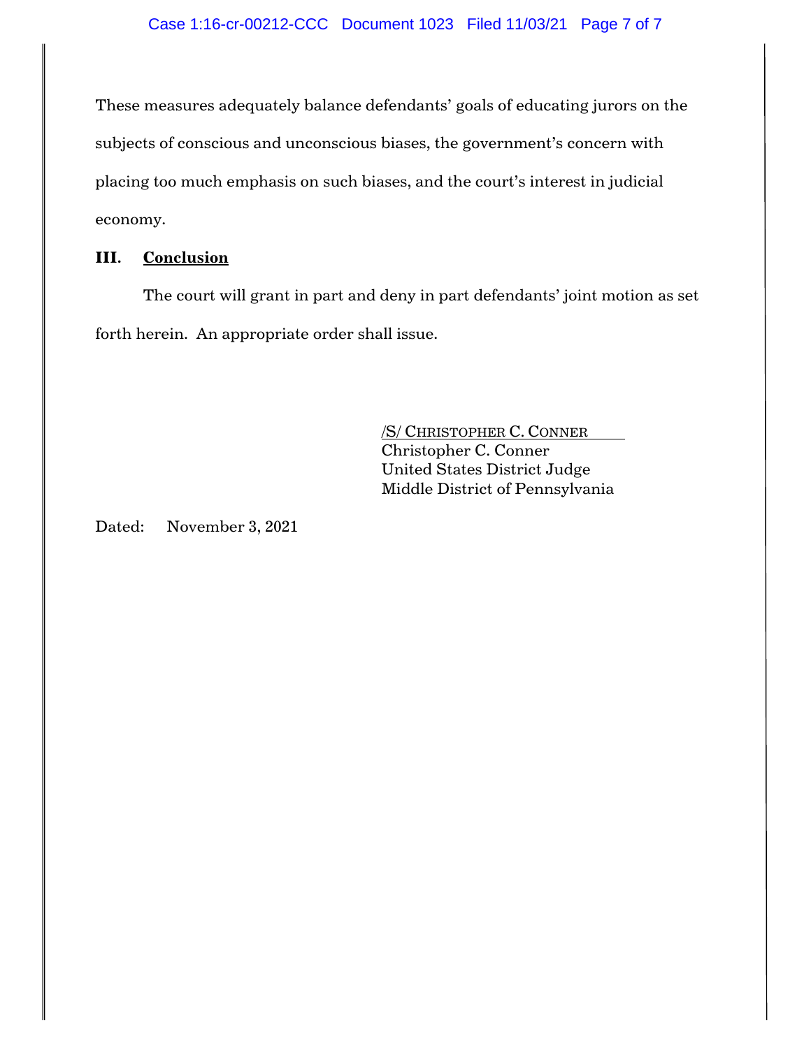These measures adequately balance defendants' goals of educating jurors on the subjects of conscious and unconscious biases, the government's concern with placing too much emphasis on such biases, and the court's interest in judicial economy.

## III. Conclusion

The court will grant in part and deny in part defendants' joint motion as set forth herein. An appropriate order shall issue.

/S/ CHRISTOPHER C. CONNER
Christopher C. Conner
United States District Judge
Middle District of Pennsylvania

Dated: November 3, 2021